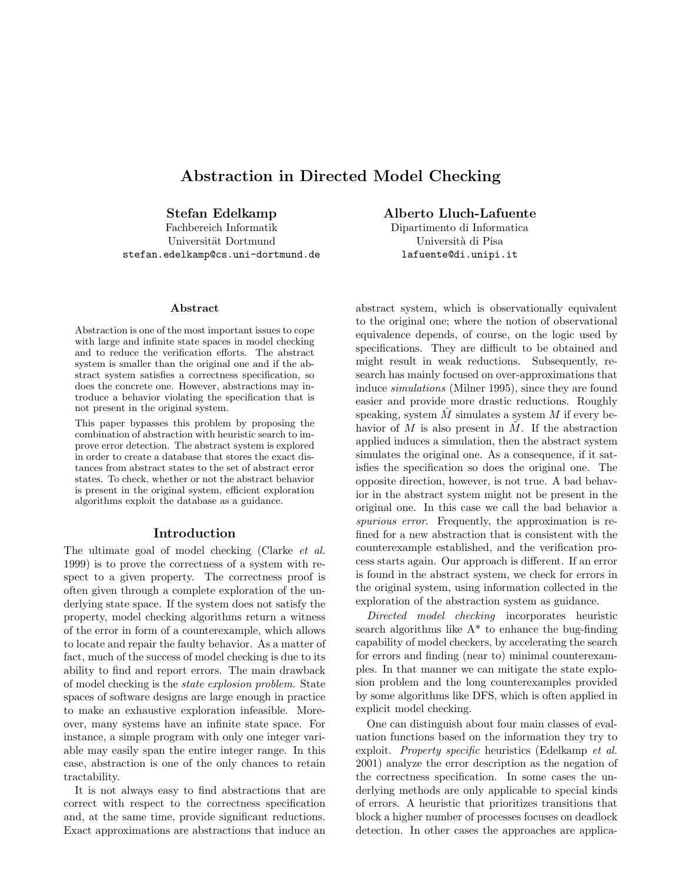# Abstraction in Directed Model Checking

**Stefan Edelkamp**
Fachbereich Informatik
Universität Dortmund
stefan.edelkamp@cs.uni-dortmund.de

**Alberto Lluch-Lafuente**
Dipartimento di Informatica
Università di Pisa
lafuente@di.unipi.it

### Abstract

Abstraction is one of the most important issues to cope with large and infinite state spaces in model checking and to reduce the verification efforts. The abstract system is smaller than the original one and if the abstract system satisfies a correctness specification, so does the concrete one. However, abstractions may introduce a behavior violating the specification that is not present in the original system.

This paper bypasses this problem by proposing the combination of abstraction with heuristic search to improve error detection. The abstract system is explored in order to create a database that stores the exact distances from abstract states to the set of abstract error states. To check, whether or not the abstract behavior is present in the original system, efficient exploration algorithms exploit the database as a guidance.

## Introduction

The ultimate goal of model checking (Clarke *et al.* 1999) is to prove the correctness of a system with respect to a given property. The correctness proof is often given through a complete exploration of the underlying state space. If the system does not satisfy the property, model checking algorithms return a witness of the error in form of a counterexample, which allows to locate and repair the faulty behavior. As a matter of fact, much of the success of model checking is due to its ability to find and report errors. The main drawback of model checking is the *state explosion problem*. State spaces of software designs are large enough in practice to make an exhaustive exploration infeasible. Moreover, many systems have an infinite state space. For instance, a simple program with only one integer variable may easily span the entire integer range. In this case, abstraction is one of the only chances to retain tractability.

It is not always easy to find abstractions that are correct with respect to the correctness specification and, at the same time, provide significant reductions. Exact approximations are abstractions that induce an abstract system, which is observationally equivalent to the original one; where the notion of observational equivalence depends, of course, on the logic used by specifications. They are difficult to be obtained and might result in weak reductions. Subsequently, research has mainly focused on over-approximations that induce *simulations* (Milner 1995), since they are found easier and provide more drastic reductions. Roughly speaking, system $\hat{M}$ simulates a system $M$ if every behavior of $M$ is also present in $\hat{M}$. If the abstraction applied induces a simulation, then the abstract system simulates the original one. As a consequence, if it satisfies the specification so does the original one. The opposite direction, however, is not true. A bad behavior in the abstract system might not be present in the original one. In this case we call the bad behavior a *spurious error*. Frequently, the approximation is refined for a new abstraction that is consistent with the counterexample established, and the verification process starts again. Our approach is different. If an error is found in the abstract system, we check for errors in the original system, using information collected in the exploration of the abstraction system as guidance.

*Directed model checking* incorporates heuristic search algorithms like A* to enhance the bug-finding capability of model checkers, by accelerating the search for errors and finding (near to) minimal counterexamples. In that manner we can mitigate the state explosion problem and the long counterexamples provided by some algorithms like DFS, which is often applied in explicit model checking.

One can distinguish about four main classes of evaluation functions based on the information they try to exploit. *Property specific* heuristics (Edelkamp *et al.* 2001) analyze the error description as the negation of the correctness specification. In some cases the underlying methods are only applicable to special kinds of errors. A heuristic that prioritizes transitions that block a higher number of processes focuses on deadlock detection. In other cases the approaches are applica-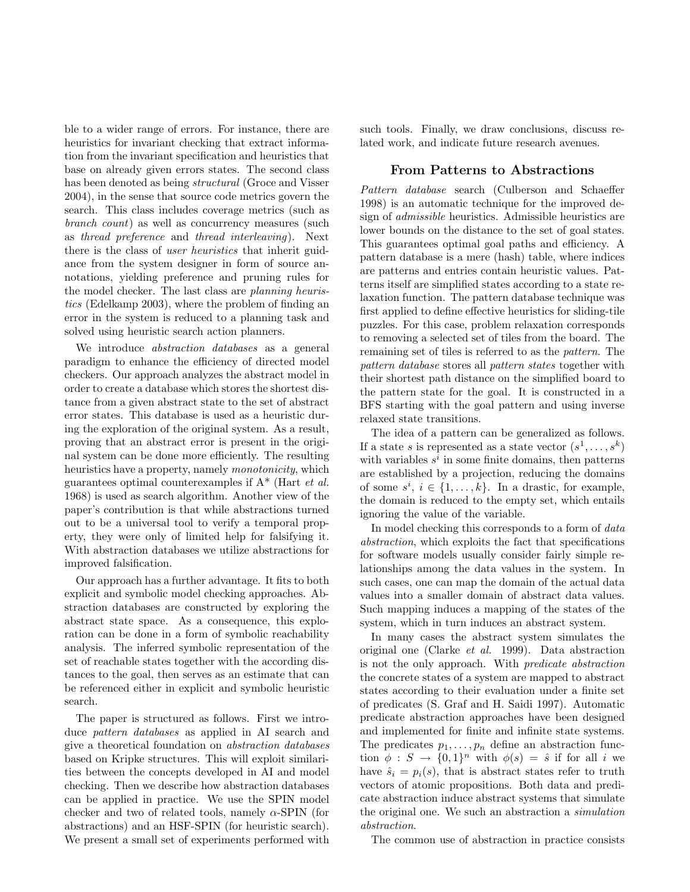ble to a wider range of errors. For instance, there are heuristics for invariant checking that extract information from the invariant specification and heuristics that base on already given errors states. The second class has been denoted as being *structural* (Groce and Visser 2004), in the sense that source code metrics govern the search. This class includes coverage metrics (such as *branch count*) as well as concurrency measures (such as *thread preference* and *thread interleaving*). Next there is the class of *user heuristics* that inherit guidance from the system designer in form of source annotations, yielding preference and pruning rules for the model checker. The last class are *planning heuristics* (Edelkamp 2003), where the problem of finding an error in the system is reduced to a planning task and solved using heuristic search action planners.

We introduce *abstraction databases* as a general paradigm to enhance the efficiency of directed model checkers. Our approach analyzes the abstract model in order to create a database which stores the shortest distance from a given abstract state to the set of abstract error states. This database is used as a heuristic during the exploration of the original system. As a result, proving that an abstract error is present in the original system can be done more efficiently. The resulting heuristics have a property, namely *monotonicity*, which guarantees optimal counterexamples if A* (Hart *et al.* 1968) is used as search algorithm. Another view of the paper's contribution is that while abstractions turned out to be a universal tool to verify a temporal property, they were only of limited help for falsifying it. With abstraction databases we utilize abstractions for improved falsification.

Our approach has a further advantage. It fits to both explicit and symbolic model checking approaches. Abstraction databases are constructed by exploring the abstract state space. As a consequence, this exploration can be done in a form of symbolic reachability analysis. The inferred symbolic representation of the set of reachable states together with the according distances to the goal, then serves as an estimate that can be referenced either in explicit and symbolic heuristic search.

The paper is structured as follows. First we introduce *pattern databases* as applied in AI search and give a theoretical foundation on *abstraction databases* based on Kripke structures. This will exploit similarities between the concepts developed in AI and model checking. Then we describe how abstraction databases can be applied in practice. We use the SPIN model checker and two of related tools, namely $\alpha$-SPIN (for abstractions) and an HSF-SPIN (for heuristic search). We present a small set of experiments performed with such tools. Finally, we draw conclusions, discuss related work, and indicate future research avenues.

## From Patterns to Abstractions

*Pattern database* search (Culberson and Schaeffer 1998) is an automatic technique for the improved design of *admissible* heuristics. Admissible heuristics are lower bounds on the distance to the set of goal states. This guarantees optimal goal paths and efficiency. A pattern database is a mere (hash) table, where indices are patterns and entries contain heuristic values. Patterns itself are simplified states according to a state relaxation function. The pattern database technique was first applied to define effective heuristics for sliding-tile puzzles. For this case, problem relaxation corresponds to removing a selected set of tiles from the board. The remaining set of tiles is referred to as the *pattern*. The *pattern database* stores all *pattern states* together with their shortest path distance on the simplified board to the pattern state for the goal. It is constructed in a BFS starting with the goal pattern and using inverse relaxed state transitions.

The idea of a pattern can be generalized as follows. If a state $s$ is represented as a state vector $(s^1, \ldots, s^k)$ with variables $s^i$ in some finite domains, then patterns are established by a projection, reducing the domains of some $s^i$, $i \in \{1, \ldots, k\}$. In a drastic, for example, the domain is reduced to the empty set, which entails ignoring the value of the variable.

In model checking this corresponds to a form of *data abstraction*, which exploits the fact that specifications for software models usually consider fairly simple relationships among the data values in the system. In such cases, one can map the domain of the actual data values into a smaller domain of abstract data values. Such mapping induces a mapping of the states of the system, which in turn induces an abstract system.

In many cases the abstract system simulates the original one (Clarke *et al.* 1999). Data abstraction is not the only approach. With *predicate abstraction* the concrete states of a system are mapped to abstract states according to their evaluation under a finite set of predicates (S. Graf and H. Saidi 1997). Automatic predicate abstraction approaches have been designed and implemented for finite and infinite state systems. The predicates $p_1, \ldots, p_n$ define an abstraction function $\phi : S \to \{0,1\}^n$ with $\phi(s) = \hat{s}$ if for all $i$ we have $\hat{s}_i = p_i(s)$, that is abstract states refer to truth vectors of atomic propositions. Both data and predicate abstraction induce abstract systems that simulate the original one. We such an abstraction a *simulation abstraction*.

The common use of abstraction in practice consists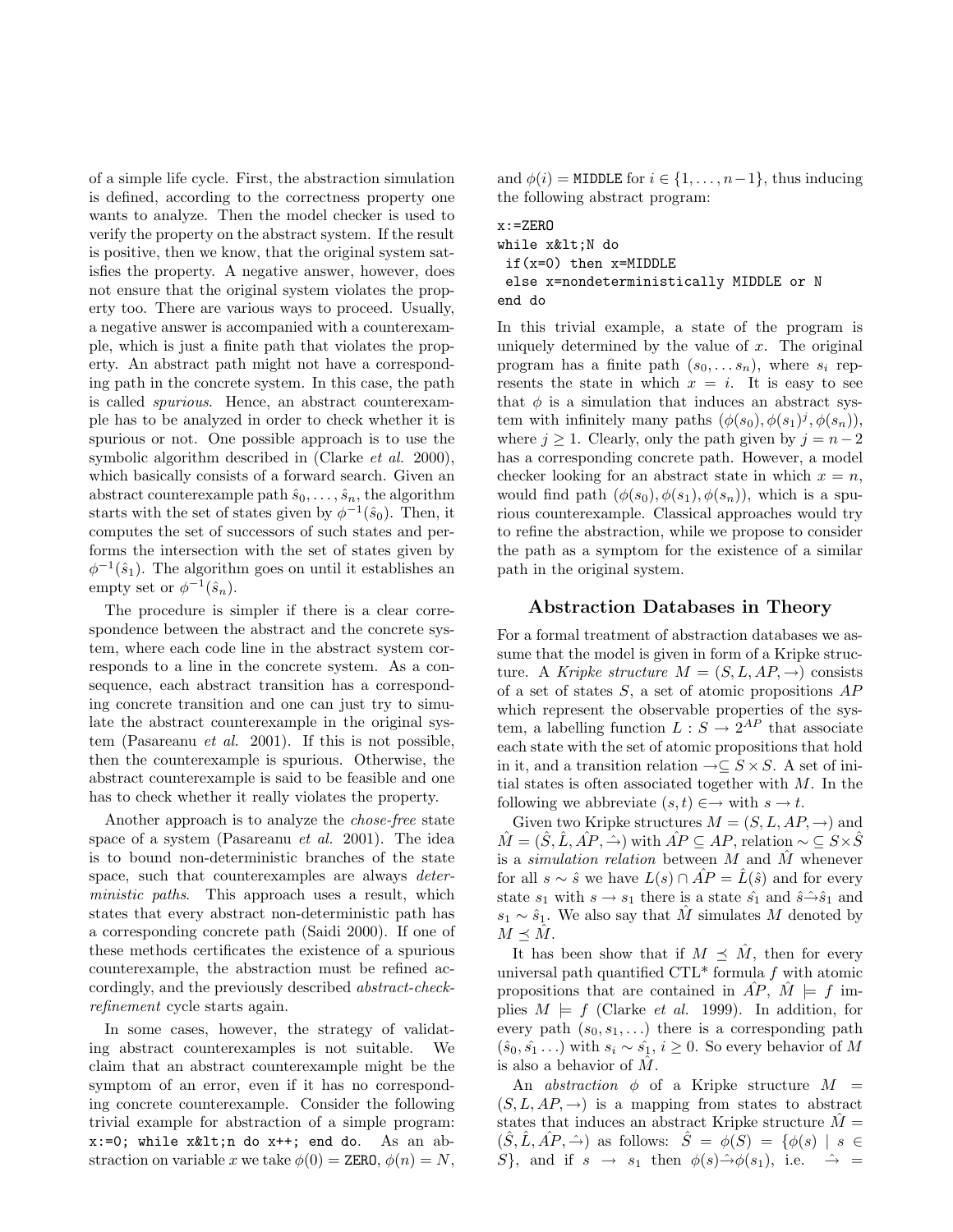of a simple life cycle. First, the abstraction simulation is defined, according to the correctness property one wants to analyze. Then the model checker is used to verify the property on the abstract system. If the result is positive, then we know, that the original system satisfies the property. A negative answer, however, does not ensure that the original system violates the property too. There are various ways to proceed. Usually, a negative answer is accompanied with a counterexample, which is just a finite path that violates the property. An abstract path might not have a corresponding path in the concrete system. In this case, the path is called *spurious*. Hence, an abstract counterexample has to be analyzed in order to check whether it is spurious or not. One possible approach is to use the symbolic algorithm described in (Clarke *et al.* 2000), which basically consists of a forward search. Given an abstract counterexample path $\hat{s}_0, \ldots, \hat{s}_n$, the algorithm starts with the set of states given by $\phi^{-1}(\hat{s}_0)$. Then, it computes the set of successors of such states and performs the intersection with the set of states given by $\phi^{-1}(\hat{s}_1)$. The algorithm goes on until it establishes an empty set or $\phi^{-1}(\hat{s}_n)$.

The procedure is simpler if there is a clear correspondence between the abstract and the concrete system, where each code line in the abstract system corresponds to a line in the concrete system. As a consequence, each abstract transition has a corresponding concrete transition and one can just try to simulate the abstract counterexample in the original system (Pasareanu *et al.* 2001). If this is not possible, then the counterexample is spurious. Otherwise, the abstract counterexample is said to be feasible and one has to check whether it really violates the property.

Another approach is to analyze the *chose-free* state space of a system (Pasareanu *et al.* 2001). The idea is to bound non-deterministic branches of the state space, such that counterexamples are always *deterministic paths*. This approach uses a result, which states that every abstract non-deterministic path has a corresponding concrete path (Saidi 2000). If one of these methods certificates the existence of a spurious counterexample, the abstraction must be refined accordingly, and the previously described *abstract-check-refinement* cycle starts again.

In some cases, however, the strategy of validating abstract counterexamples is not suitable. We claim that an abstract counterexample might be the symptom of an error, even if it has no corresponding concrete counterexample. Consider the following trivial example for abstraction of a simple program: `x:=0; while x&lt;n do x++; end do`. As an abstraction on variable $x$ we take $\phi(0) =$ `ZERO`, $\phi(n) = N$, and $\phi(i) =$ `MIDDLE` for $i \in \{1, \ldots, n-1\}$, thus inducing the following abstract program:

```
x:=ZERO
while x&lt;N do
 if(x=0) then x=MIDDLE
 else x=nondeterministically MIDDLE or N
end do
```

In this trivial example, a state of the program is uniquely determined by the value of $x$. The original program has a finite path $(s_0, \ldots s_n)$, where $s_i$ represents the state in which $x = i$. It is easy to see that $\phi$ is a simulation that induces an abstract system with infinitely many paths $(\phi(s_0), \phi(s_1)^j, \phi(s_n))$, where $j \geq 1$. Clearly, only the path given by $j = n-2$ has a corresponding concrete path. However, a model checker looking for an abstract state in which $x = n$, would find path $(\phi(s_0), \phi(s_1), \phi(s_n))$, which is a spurious counterexample. Classical approaches would try to refine the abstraction, while we propose to consider the path as a symptom for the existence of a similar path in the original system.

## Abstraction Databases in Theory

For a formal treatment of abstraction databases we assume that the model is given in form of a Kripke structure. A *Kripke structure* $M = (S, L, AP, \rightarrow)$ consists of a set of states $S$, a set of atomic propositions $AP$ which represent the observable properties of the system, a labelling function $L : S \rightarrow 2^{AP}$ that associate each state with the set of atomic propositions that hold in it, and a transition relation $\rightarrow \subseteq S \times S$. A set of initial states is often associated together with $M$. In the following we abbreviate $(s, t) \in \rightarrow$ with $s \rightarrow t$.

Given two Kripke structures $M = (S, L, AP, \rightarrow)$ and $\hat{M} = (\hat{S}, \hat{L}, \hat{AP}, \hat{\rightarrow})$ with $\hat{AP} \subseteq AP$, relation $\sim \subseteq S \times \hat{S}$ is a *simulation relation* between $M$ and $\hat{M}$ whenever for all $s \sim \hat{s}$ we have $L(s) \cap \hat{AP} = \hat{L}(\hat{s})$ and for every state $s_1$ with $s \rightarrow s_1$ there is a state $\hat{s_1}$ and $\hat{s} \hat{\rightarrow} \hat{s}_1$ and $s_1 \sim \hat{s}_1$. We also say that $\hat{M}$ simulates $M$ denoted by $M \preceq \hat{M}$.

It has been show that if $M \preceq \hat{M}$, then for every universal path quantified CTL* formula $f$ with atomic propositions that are contained in $\hat{AP}$, $\hat{M} \models f$ implies $M \models f$ (Clarke *et al.* 1999). In addition, for every path $(s_0, s_1, \ldots)$ there is a corresponding path $(\hat{s}_0, \hat{s_1} \ldots)$ with $s_i \sim \hat{s_1}$, $i \geq 0$. So every behavior of $M$ is also a behavior of $\hat{M}$.

An *abstraction* $\phi$ of a Kripke structure $M = (S, L, AP, \rightarrow)$ is a mapping from states to abstract states that induces an abstract Kripke structure $\hat{M} = (\hat{S}, \hat{L}, \hat{AP}, \hat{\rightarrow})$ as follows: $\hat{S} = \phi(S) = \{\phi(s) \mid s \in S\}$, and if $s \rightarrow s_1$ then $\phi(s) \hat{\rightarrow} \phi(s_1)$, i.e. $\hat{\rightarrow} =$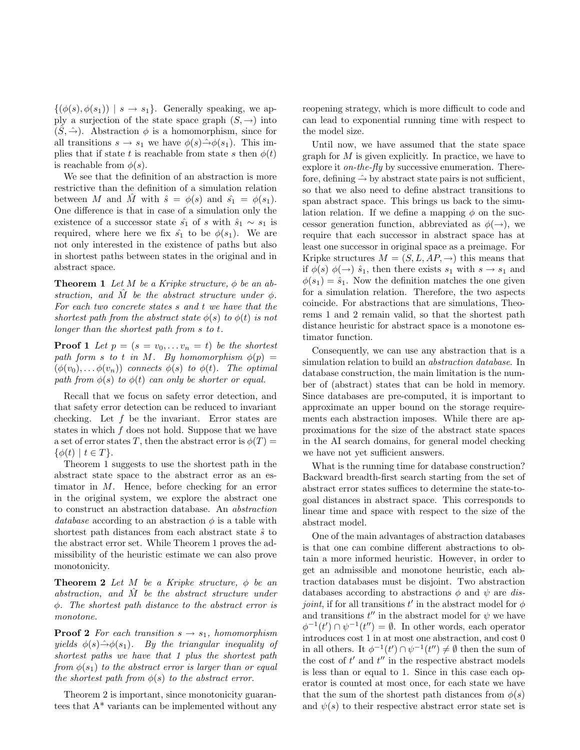$\{(\phi(s), \phi(s_1)) \mid s \rightarrow s_1\}$. Generally speaking, we apply a surjection of the state space graph $(S, \rightarrow)$ into $(\hat{S}, \hat{\rightarrow})$. Abstraction $\phi$ is a homomorphism, since for all transitions $s \rightarrow s_1$ we have $\phi(s) \hat{\rightarrow} \phi(s_1)$. This implies that if state $t$ is reachable from state $s$ then $\phi(t)$ is reachable from $\phi(s)$.

We see that the definition of an abstraction is more restrictive than the definition of a simulation relation between $M$ and $\hat{M}$ with $\hat{s} = \phi(s)$ and $\hat{s_1} = \phi(s_1)$. One difference is that in case of a simulation only the existence of a successor state $\hat{s_1}$ of $s$ with $\hat{s}_1 \sim s_1$ is required, where here we fix $\hat{s_1}$ to be $\phi(s_1)$. We are not only interested in the existence of paths but also in shortest paths between states in the original and in abstract space.

**Theorem 1** *Let $M$ be a Kripke structure, $\phi$ be an abstraction, and $\hat{M}$ be the abstract structure under $\phi$. For each two concrete states $s$ and $t$ we have that the shortest path from the abstract state $\phi(s)$ to $\phi(t)$ is not longer than the shortest path from $s$ to $t$.*

**Proof 1** *Let $p = (s = v_0, \ldots v_n = t)$ be the shortest path form $s$ to $t$ in $M$. By homomorphism $\phi(p) = (\phi(v_0), \ldots \phi(v_n))$ connects $\phi(s)$ to $\phi(t)$. The optimal path from $\phi(s)$ to $\phi(t)$ can only be shorter or equal.*

Recall that we focus on safety error detection, and that safety error detection can be reduced to invariant checking. Let $f$ be the invariant. Error states are states in which $f$ does not hold. Suppose that we have a set of error states $T$, then the abstract error is $\phi(T) = \{\phi(t) \mid t \in T\}$.

Theorem 1 suggests to use the shortest path in the abstract state space to the abstract error as an estimator in $M$. Hence, before checking for an error in the original system, we explore the abstract one to construct an abstraction database. An *abstraction database* according to an abstraction $\phi$ is a table with shortest path distances from each abstract state $\hat{s}$ to the abstract error set. While Theorem 1 proves the admissibility of the heuristic estimate we can also prove monotonicity.

**Theorem 2** *Let $M$ be a Kripke structure, $\phi$ be an abstraction, and $\hat{M}$ be the abstract structure under $\phi$. The shortest path distance to the abstract error is monotone.*

**Proof 2** *For each transition $s \rightarrow s_1$, homomorphism yields $\phi(s) \hat{\rightarrow} \phi(s_1)$. By the triangular inequality of shortest paths we have that 1 plus the shortest path from $\phi(s_1)$ to the abstract error is larger than or equal the shortest path from $\phi(s)$ to the abstract error.*

Theorem 2 is important, since monotonicity guarantees that A* variants can be implemented without any reopening strategy, which is more difficult to code and can lead to exponential running time with respect to the model size.

Until now, we have assumed that the state space graph for $M$ is given explicitly. In practice, we have to explore it *on-the-fly* by successive enumeration. Therefore, defining $\hat{\rightarrow}$ by abstract state pairs is not sufficient, so that we also need to define abstract transitions to span abstract space. This brings us back to the simulation relation. If we define a mapping $\phi$ on the successor generation function, abbreviated as $\phi(\rightarrow)$, we require that each successor in abstract space has at least one successor in original space as a preimage. For Kripke structures $M = (S, L, AP, \rightarrow)$ this means that if $\phi(s)\ \phi(\rightarrow)\ \hat{s}_1$, then there exists $s_1$ with $s \rightarrow s_1$ and $\phi(s_1) = \hat{s}_1$. Now the definition matches the one given for a simulation relation. Therefore, the two aspects coincide. For abstractions that are simulations, Theorems 1 and 2 remain valid, so that the shortest path distance heuristic for abstract space is a monotone estimator function.

Consequently, we can use any abstraction that is a simulation relation to build an *abstraction database*. In database construction, the main limitation is the number of (abstract) states that can be hold in memory. Since databases are pre-computed, it is important to approximate an upper bound on the storage requirements each abstraction imposes. While there are approximations for the size of the abstract state spaces in the AI search domains, for general model checking we have not yet sufficient answers.

What is the running time for database construction? Backward breadth-first search starting from the set of abstract error states suffices to determine the state-to-goal distances in abstract space. This corresponds to linear time and space with respect to the size of the abstract model.

One of the main advantages of abstraction databases is that one can combine different abstractions to obtain a more informed heuristic. However, in order to get an admissible and monotone heuristic, each abtraction databases must be disjoint. Two abstraction databases according to abstractions $\phi$ and $\psi$ are *disjoint*, if for all transitions $t'$ in the abstract model for $\phi$ and transitions $t''$ in the abstract model for $\psi$ we have $\phi^{-1}(t') \cap \psi^{-1}(t'') = \emptyset$. In other words, each operator introduces cost 1 in at most one abstraction, and cost 0 in all others. It $\phi^{-1}(t') \cap \psi^{-1}(t'') \neq \emptyset$ then the sum of the cost of $t'$ and $t''$ in the respective abstract models is less than or equal to 1. Since in this case each operator is counted at most once, for each state we have that the sum of the shortest path distances from $\phi(s)$ and $\psi(s)$ to their respective abstract error state set is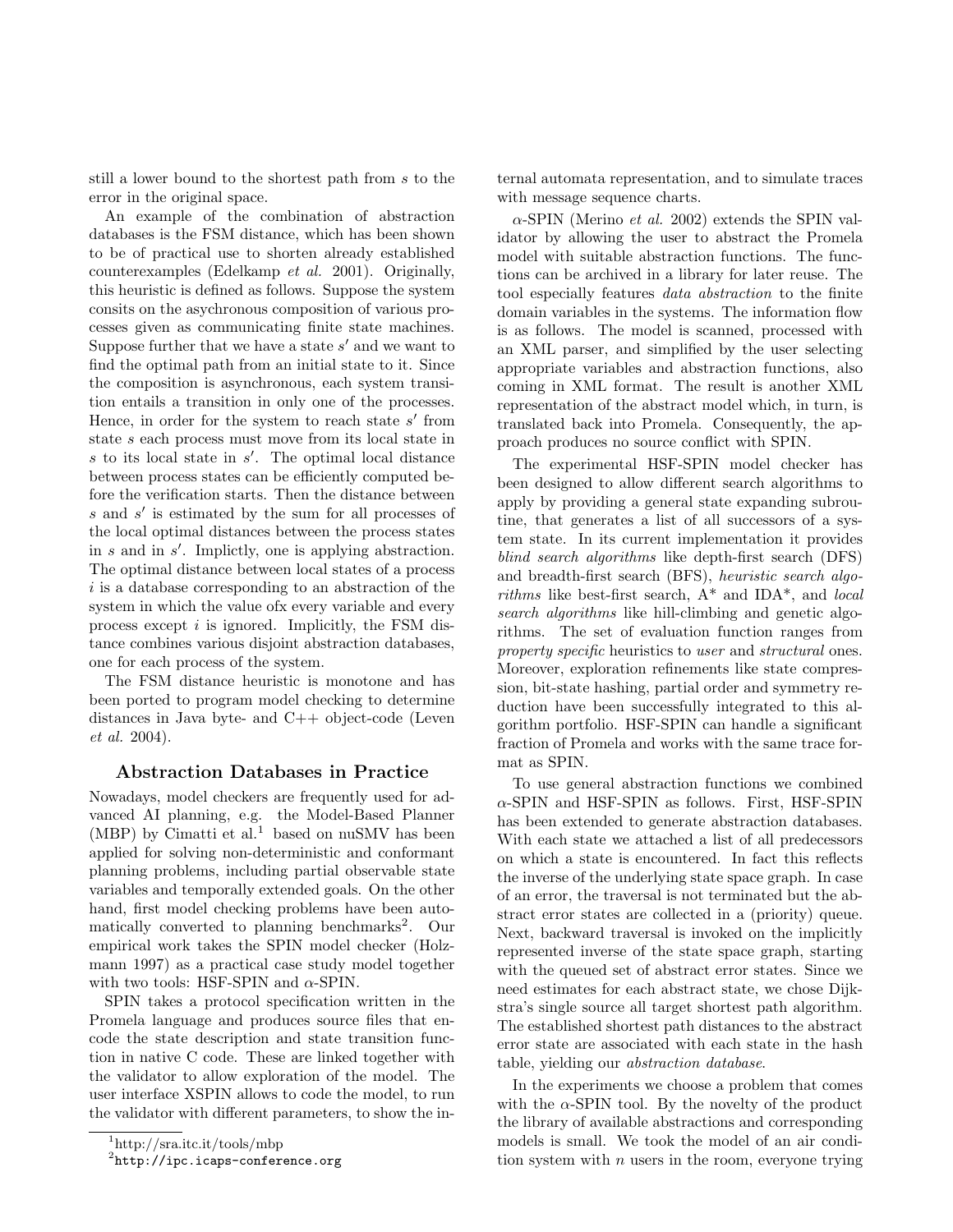still a lower bound to the shortest path from $s$ to the error in the original space.

An example of the combination of abstraction databases is the FSM distance, which has been shown to be of practical use to shorten already established counterexamples (Edelkamp *et al.* 2001). Originally, this heuristic is defined as follows. Suppose the system consits on the asychronous composition of various processes given as communicating finite state machines. Suppose further that we have a state $s'$ and we want to find the optimal path from an initial state to it. Since the composition is asynchronous, each system transition entails a transition in only one of the processes. Hence, in order for the system to reach state $s'$ from state $s$ each process must move from its local state in $s$ to its local state in $s'$. The optimal local distance between process states can be efficiently computed before the verification starts. Then the distance between $s$ and $s'$ is estimated by the sum for all processes of the local optimal distances between the process states in $s$ and in $s'$. Implictly, one is applying abstraction. The optimal distance between local states of a process $i$ is a database corresponding to an abstraction of the system in which the value ofx every variable and every process except $i$ is ignored. Implicitly, the FSM distance combines various disjoint abstraction databases, one for each process of the system.

The FSM distance heuristic is monotone and has been ported to program model checking to determine distances in Java byte- and C++ object-code (Leven *et al.* 2004).

## Abstraction Databases in Practice

Nowadays, model checkers are frequently used for advanced AI planning, e.g. the Model-Based Planner (MBP) by Cimatti et al.[1] based on nuSMV has been applied for solving non-deterministic and conformant planning problems, including partial observable state variables and temporally extended goals. On the other hand, first model checking problems have been automatically converted to planning benchmarks[2]. Our empirical work takes the SPIN model checker (Holzmann 1997) as a practical case study model together with two tools: HSF-SPIN and $\alpha$-SPIN.

SPIN takes a protocol specification written in the Promela language and produces source files that encode the state description and state transition function in native C code. These are linked together with the validator to allow exploration of the model. The user interface XSPIN allows to code the model, to run the validator with different parameters, to show the internal automata representation, and to simulate traces with message sequence charts.

$\alpha$-SPIN (Merino *et al.* 2002) extends the SPIN validator by allowing the user to abstract the Promela model with suitable abstraction functions. The functions can be archived in a library for later reuse. The tool especially features *data abstraction* to the finite domain variables in the systems. The information flow is as follows. The model is scanned, processed with an XML parser, and simplified by the user selecting appropriate variables and abstraction functions, also coming in XML format. The result is another XML representation of the abstract model which, in turn, is translated back into Promela. Consequently, the approach produces no source conflict with SPIN.

The experimental HSF-SPIN model checker has been designed to allow different search algorithms to apply by providing a general state expanding subroutine, that generates a list of all successors of a system state. In its current implementation it provides *blind search algorithms* like depth-first search (DFS) and breadth-first search (BFS), *heuristic search algorithms* like best-first search, A* and IDA*, and *local search algorithms* like hill-climbing and genetic algorithms. The set of evaluation function ranges from *property specific* heuristics to *user* and *structural* ones. Moreover, exploration refinements like state compression, bit-state hashing, partial order and symmetry reduction have been successfully integrated to this algorithm portfolio. HSF-SPIN can handle a significant fraction of Promela and works with the same trace format as SPIN.

To use general abstraction functions we combined $\alpha$-SPIN and HSF-SPIN as follows. First, HSF-SPIN has been extended to generate abstraction databases. With each state we attached a list of all predecessors on which a state is encountered. In fact this reflects the inverse of the underlying state space graph. In case of an error, the traversal is not terminated but the abstract error states are collected in a (priority) queue. Next, backward traversal is invoked on the implicitly represented inverse of the state space graph, starting with the queued set of abstract error states. Since we need estimates for each abstract state, we chose Dijkstra's single source all target shortest path algorithm. The established shortest path distances to the abstract error state are associated with each state in the hash table, yielding our *abstraction database*.

In the experiments we choose a problem that comes with the $\alpha$-SPIN tool. By the novelty of the product the library of available abstractions and corresponding models is small. We took the model of an air condition system with $n$ users in the room, everyone trying

[1] http://sra.itc.it/tools/mbp

[2] http://ipc.icaps-conference.org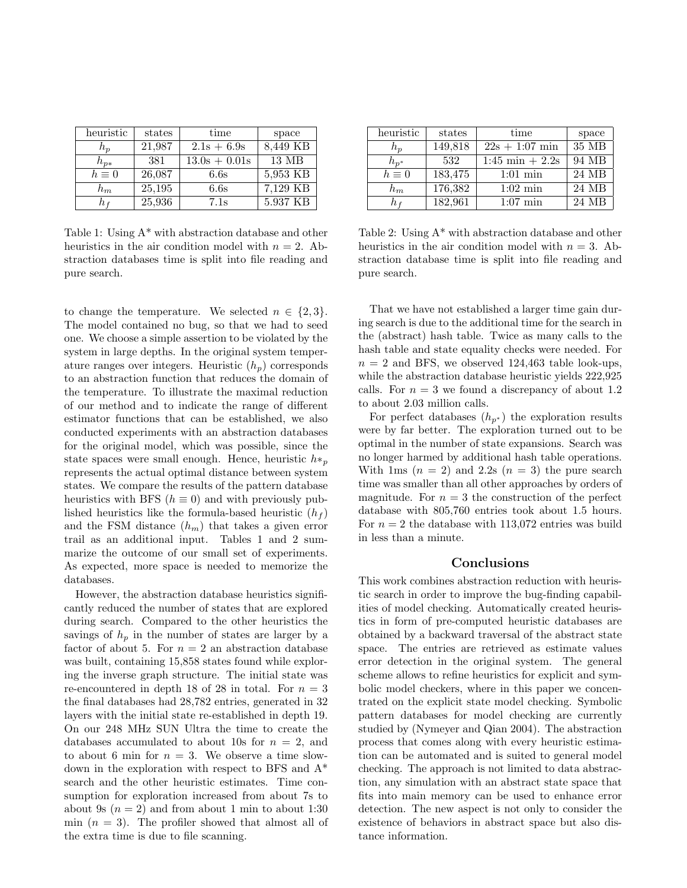| heuristic | states | time | space |
|---|---|---|---|
| $h_p$ | 21,987 | 2.1s + 6.9s | 8,449 KB |
| $h_{p*}$ | 381 | 13.0s + 0.01s | 13 MB |
| $h \equiv 0$ | 26,087 | 6.6s | 5,953 KB |
| $h_m$ | 25,195 | 6.6s | 7,129 KB |
| $h_f$ | 25,936 | 7.1s | 5.937 KB |

Table 1: Using A* with abstraction database and other heuristics in the air condition model with $n = 2$. Abstraction databases time is split into file reading and pure search.

| heuristic | states | time | space |
|---|---|---|---|
| $h_p$ | 149,818 | 22s + 1:07 min | 35 MB |
| $h_{p^*}$ | 532 | 1:45 min + 2.2s | 94 MB |
| $h \equiv 0$ | 183,475 | 1:01 min | 24 MB |
| $h_m$ | 176,382 | 1:02 min | 24 MB |
| $h_f$ | 182,961 | 1:07 min | 24 MB |

Table 2: Using A* with abstraction database and other heuristics in the air condition model with $n = 3$. Abstraction database time is split into file reading and pure search.

to change the temperature. We selected $n \in \{2, 3\}$. The model contained no bug, so that we had to seed one. We choose a simple assertion to be violated by the system in large depths. In the original system temperature ranges over integers. Heuristic ($h_p$) corresponds to an abstraction function that reduces the domain of the temperature. To illustrate the maximal reduction of our method and to indicate the range of different estimator functions that can be established, we also conducted experiments with an abstraction databases for the original model, which was possible, since the state spaces were small enough. Hence, heuristic $h{*}_p$ represents the actual optimal distance between system states. We compare the results of the pattern database heuristics with BFS ($h \equiv 0$) and with previously published heuristics like the formula-based heuristic ($h_f$) and the FSM distance ($h_m$) that takes a given error trail as an additional input. Tables 1 and 2 summarize the outcome of our small set of experiments. As expected, more space is needed to memorize the databases.

However, the abstraction database heuristics significantly reduced the number of states that are explored during search. Compared to the other heuristics the savings of $h_p$ in the number of states are larger by a factor of about 5. For $n = 2$ an abstraction database was built, containing 15,858 states found while exploring the inverse graph structure. The initial state was re-encountered in depth 18 of 28 in total. For $n = 3$ the final databases had 28,782 entries, generated in 32 layers with the initial state re-established in depth 19. On our 248 MHz SUN Ultra the time to create the databases accumulated to about 10s for $n = 2$, and to about 6 min for $n = 3$. We observe a time slowdown in the exploration with respect to BFS and A* search and the other heuristic estimates. Time consumption for exploration increased from about 7s to about 9s ($n = 2$) and from about 1 min to about 1:30 min ($n = 3$). The profiler showed that almost all of the extra time is due to file scanning.

That we have not established a larger time gain during search is due to the additional time for the search in the (abstract) hash table. Twice as many calls to the hash table and state equality checks were needed. For $n = 2$ and BFS, we observed 124,463 table look-ups, while the abstraction database heuristic yields 222,925 calls. For $n = 3$ we found a discrepancy of about 1.2 to about 2.03 million calls.

For perfect databases ($h_{p^*}$) the exploration results were by far better. The exploration turned out to be optimal in the number of state expansions. Search was no longer harmed by additional hash table operations. With 1ms ($n = 2$) and 2.2s ($n = 3$) the pure search time was smaller than all other approaches by orders of magnitude. For $n = 3$ the construction of the perfect database with 805,760 entries took about 1.5 hours. For $n = 2$ the database with 113,072 entries was build in less than a minute.

## Conclusions

This work combines abstraction reduction with heuristic search in order to improve the bug-finding capabilities of model checking. Automatically created heuristics in form of pre-computed heuristic databases are obtained by a backward traversal of the abstract state space. The entries are retrieved as estimate values error detection in the original system. The general scheme allows to refine heuristics for explicit and symbolic model checkers, where in this paper we concentrated on the explicit state model checking. Symbolic pattern databases for model checking are currently studied by (Nymeyer and Qian 2004). The abstraction process that comes along with every heuristic estimation can be automated and is suited to general model checking. The approach is not limited to data abstraction, any simulation with an abstract state space that fits into main memory can be used to enhance error detection. The new aspect is not only to consider the existence of behaviors in abstract space but also distance information.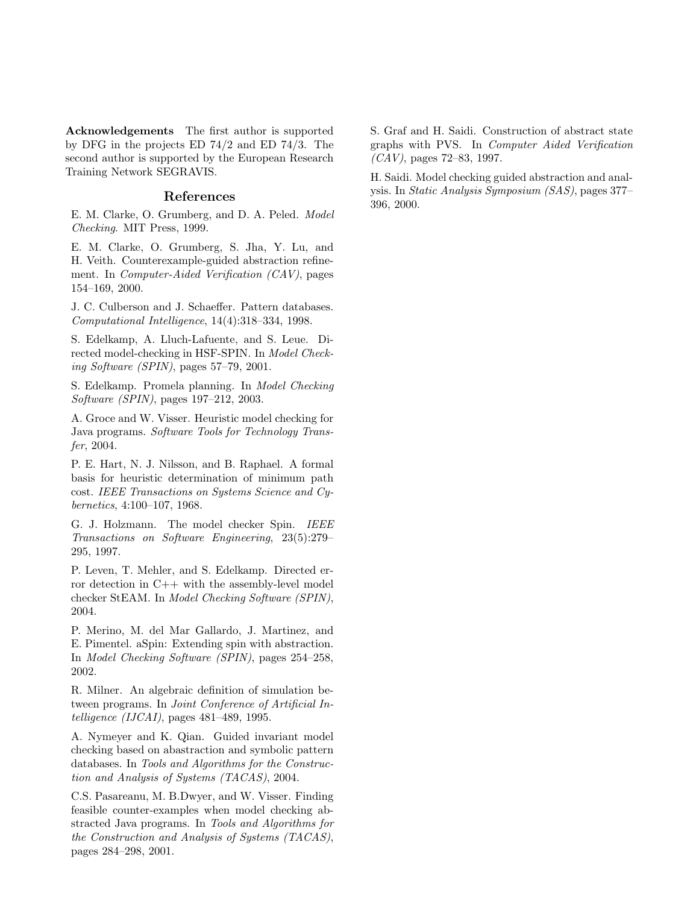**Acknowledgements** The first author is supported by DFG in the projects ED 74/2 and ED 74/3. The second author is supported by the European Research Training Network SEGRAVIS.

## References

E. M. Clarke, O. Grumberg, and D. A. Peled. *Model Checking*. MIT Press, 1999.

E. M. Clarke, O. Grumberg, S. Jha, Y. Lu, and H. Veith. Counterexample-guided abstraction refinement. In *Computer-Aided Verification (CAV)*, pages 154–169, 2000.

J. C. Culberson and J. Schaeffer. Pattern databases. *Computational Intelligence*, 14(4):318–334, 1998.

S. Edelkamp, A. Lluch-Lafuente, and S. Leue. Directed model-checking in HSF-SPIN. In *Model Checking Software (SPIN)*, pages 57–79, 2001.

S. Edelkamp. Promela planning. In *Model Checking Software (SPIN)*, pages 197–212, 2003.

A. Groce and W. Visser. Heuristic model checking for Java programs. *Software Tools for Technology Transfer*, 2004.

P. E. Hart, N. J. Nilsson, and B. Raphael. A formal basis for heuristic determination of minimum path cost. *IEEE Transactions on Systems Science and Cybernetics*, 4:100–107, 1968.

G. J. Holzmann. The model checker Spin. *IEEE Transactions on Software Engineering*, 23(5):279–295, 1997.

P. Leven, T. Mehler, and S. Edelkamp. Directed error detection in C++ with the assembly-level model checker StEAM. In *Model Checking Software (SPIN)*, 2004.

P. Merino, M. del Mar Gallardo, J. Martinez, and E. Pimentel. aSpin: Extending spin with abstraction. In *Model Checking Software (SPIN)*, pages 254–258, 2002.

R. Milner. An algebraic definition of simulation between programs. In *Joint Conference of Artificial Intelligence (IJCAI)*, pages 481–489, 1995.

A. Nymeyer and K. Qian. Guided invariant model checking based on abastraction and symbolic pattern databases. In *Tools and Algorithms for the Construction and Analysis of Systems (TACAS)*, 2004.

C.S. Pasareanu, M. B.Dwyer, and W. Visser. Finding feasible counter-examples when model checking abstracted Java programs. In *Tools and Algorithms for the Construction and Analysis of Systems (TACAS)*, pages 284–298, 2001.

S. Graf and H. Saidi. Construction of abstract state graphs with PVS. In *Computer Aided Verification (CAV)*, pages 72–83, 1997.

H. Saidi. Model checking guided abstraction and analysis. In *Static Analysis Symposium (SAS)*, pages 377–396, 2000.